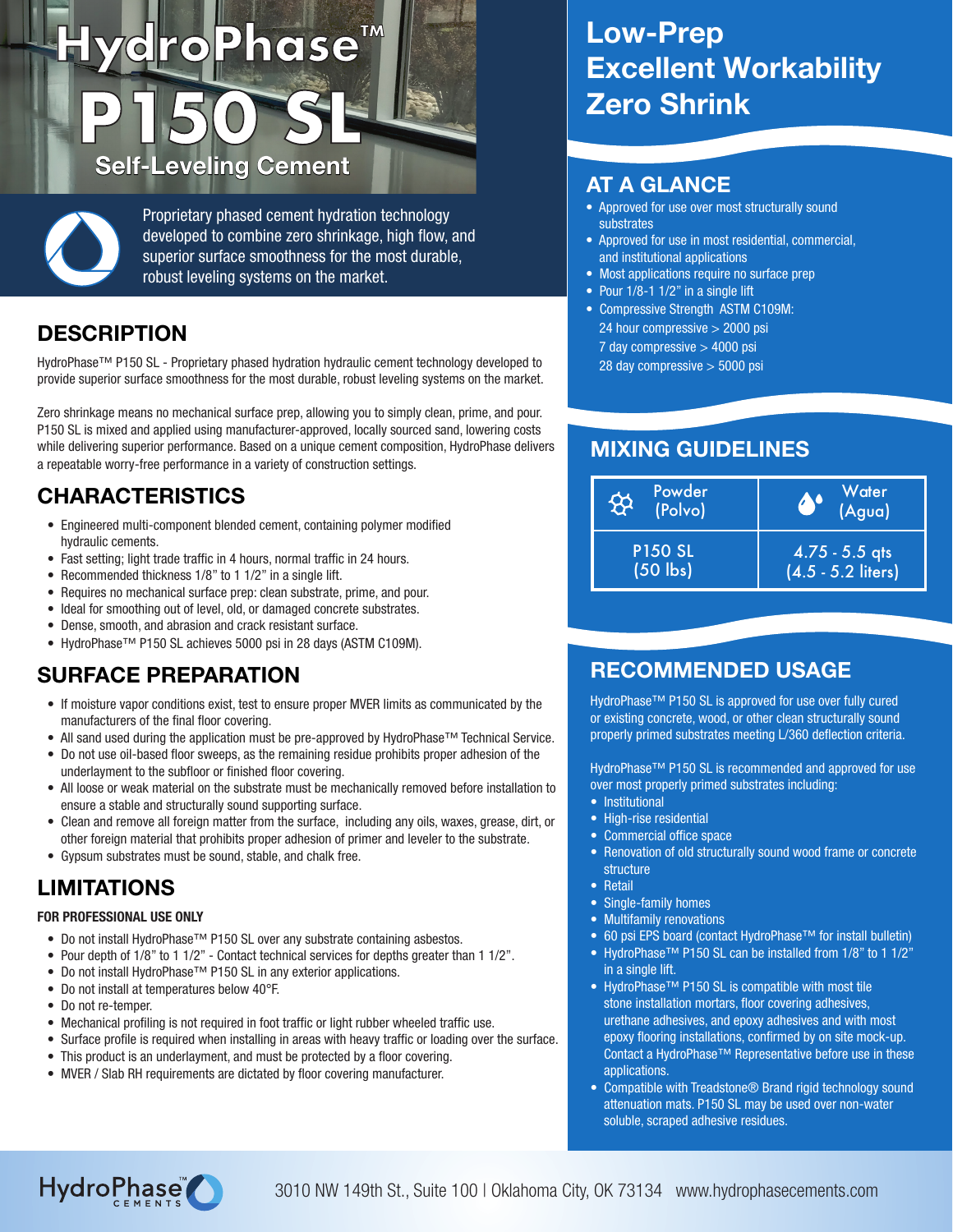# HydroPhase™ P150 SL

## Self-Leveling Cement

Proprietary phased cement hydration technology developed to combine zero shrinkage, high flow, and superior surface smoothness for the most durable, robust leveling systems on the market.

## DESCRIPTION

HydroPhase™ P150 SL - Proprietary phased hydration hydraulic cement technology developed to provide superior surface smoothness for the most durable, robust leveling systems on the market.

Zero shrinkage means no mechanical surface prep, allowing you to simply clean, prime, and pour. P150 SL is mixed and applied using manufacturer-approved, locally sourced sand, lowering costs while delivering superior performance. Based on a unique cement composition, HydroPhase delivers a repeatable worry-free performance in a variety of construction settings.

## CHARACTERISTICS

- Engineered multi-component blended cement, containing polymer modified hydraulic cements.
- Fast setting; light trade traffic in 4 hours, normal traffic in 24 hours.
- Recommended thickness 1/8" to 1 1/2" in a single lift.
- Requires no mechanical surface prep: clean substrate, prime, and pour.
- Ideal for smoothing out of level, old, or damaged concrete substrates.
- Dense, smooth, and abrasion and crack resistant surface.
- HydroPhase™ P150 SL achieves 5000 psi in 28 days (ASTM C109M).

## SURFACE PREPARATION

- If moisture vapor conditions exist, test to ensure proper MVER limits as communicated by the manufacturers of the final floor covering.
- All sand used during the application must be pre-approved by HydroPhase™ Technical Service.
- Do not use oil-based floor sweeps, as the remaining residue prohibits proper adhesion of the underlayment to the subfloor or finished floor covering.
- All loose or weak material on the substrate must be mechanically removed before installation to ensure a stable and structurally sound supporting surface.
- Clean and remove all foreign matter from the surface, including any oils, waxes, grease, dirt, or other foreign material that prohibits proper adhesion of primer and leveler to the substrate.
- Gypsum substrates must be sound, stable, and chalk free.

## LIMITATIONS

**FOR PROFESSIONAL USE ONLY**

- Do not install HydroPhase™ P150 SL over any substrate containing asbestos.
- Pour depth of 1/8" to 1 1/2" - Contact technical services for depths greater than 1 1/2".
- Do not install HydroPhase™ P150 SL in any exterior applications.
- Do not install at temperatures below 40°F.
- Do not re-temper.
- Mechanical profiling is not required in foot traffic or light rubber wheeled traffic use.
- Surface profile is required when installing in areas with heavy traffic or loading over the surface.
- This product is an underlayment, and must be protected by a floor covering.
- MVER / Slab RH requirements are dictated by floor covering manufacturer.

## Low-Prep
## Excellent Workability
## Zero Shrink

## AT A GLANCE

- Approved for use over most structurally sound substrates
- Approved for use in most residential, commercial, and institutional applications
- Most applications require no surface prep
- Pour 1/8-1 1/2" in a single lift
- Compressive Strength ASTM C109M:
  24 hour compressive > 2000 psi
  7 day compressive > 4000 psi
  28 day compressive > 5000 psi

## MIXING GUIDELINES

| Powder (Polvo) | Water (Agua) |
|---|---|
| P150 SL (50 lbs) | 4.75 - 5.5 qts (4.5 - 5.2 liters) |

## RECOMMENDED USAGE

HydroPhase™ P150 SL is approved for use over fully cured or existing concrete, wood, or other clean structurally sound properly primed substrates meeting L/360 deflection criteria.

HydroPhase™ P150 SL is recommended and approved for use over most properly primed substrates including:

- Institutional
- High-rise residential
- Commercial office space
- Renovation of old structurally sound wood frame or concrete structure
- Retail
- Single-family homes
- Multifamily renovations
- 60 psi EPS board (contact HydroPhase™ for install bulletin)
- HydroPhase™ P150 SL can be installed from 1/8" to 1 1/2" in a single lift.
- HydroPhase™ P150 SL is compatible with most tile stone installation mortars, floor covering adhesives, urethane adhesives, and epoxy adhesives and with most epoxy flooring installations, confirmed by on site mock-up. Contact a HydroPhase™ Representative before use in these applications.
- Compatible with Treadstone® Brand rigid technology sound attenuation mats. P150 SL may be used over non-water soluble, scraped adhesive residues.

HydroPhase™ CEMENTS

3010 NW 149th St., Suite 100 | Oklahoma City, OK 73134 www.hydrophasecements.com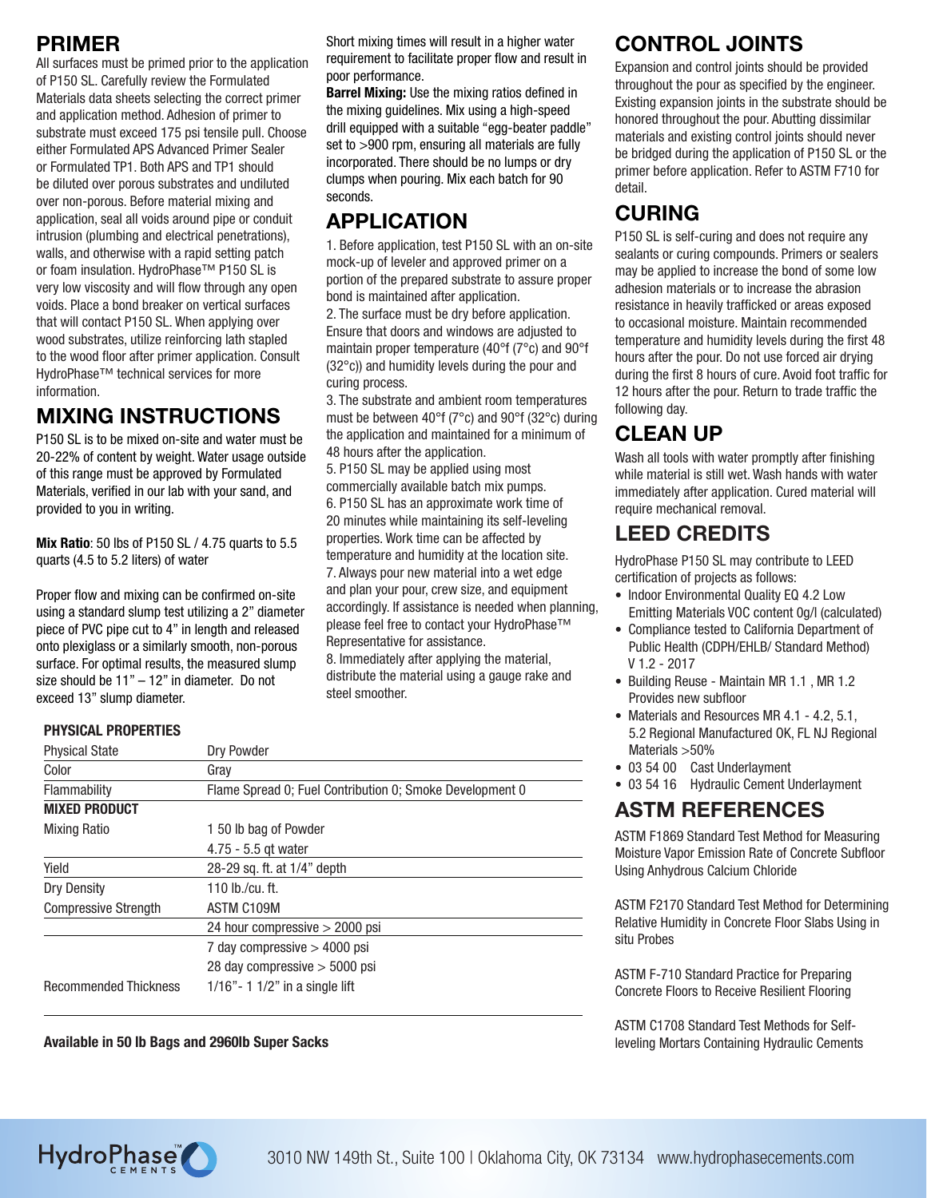## PRIMER

All surfaces must be primed prior to the application of P150 SL. Carefully review the Formulated Materials data sheets selecting the correct primer and application method. Adhesion of primer to substrate must exceed 175 psi tensile pull. Choose either Formulated APS Advanced Primer Sealer or Formulated TP1. Both APS and TP1 should be diluted over porous substrates and undiluted over non-porous. Before material mixing and application, seal all voids around pipe or conduit intrusion (plumbing and electrical penetrations), walls, and otherwise with a rapid setting patch or foam insulation. HydroPhase™ P150 SL is very low viscosity and will flow through any open voids. Place a bond breaker on vertical surfaces that will contact P150 SL. When applying over wood substrates, utilize reinforcing lath stapled to the wood floor after primer application. Consult HydroPhase™ technical services for more information.

## MIXING INSTRUCTIONS

P150 SL is to be mixed on-site and water must be 20-22% of content by weight. Water usage outside of this range must be approved by Formulated Materials, verified in our lab with your sand, and provided to you in writing.

**Mix Ratio**: 50 lbs of P150 SL / 4.75 quarts to 5.5 quarts (4.5 to 5.2 liters) of water

Proper flow and mixing can be confirmed on-site using a standard slump test utilizing a 2" diameter piece of PVC pipe cut to 4" in length and released onto plexiglass or a similarly smooth, non-porous surface. For optimal results, the measured slump size should be 11" – 12" in diameter. Do not exceed 13" slump diameter.

Short mixing times will result in a higher water requirement to facilitate proper flow and result in poor performance.

**Barrel Mixing:** Use the mixing ratios defined in the mixing guidelines. Mix using a high-speed drill equipped with a suitable "egg-beater paddle" set to >900 rpm, ensuring all materials are fully incorporated. There should be no lumps or dry clumps when pouring. Mix each batch for 90 seconds.

## APPLICATION

1. Before application, test P150 SL with an on-site mock-up of leveler and approved primer on a portion of the prepared substrate to assure proper bond is maintained after application.
2. The surface must be dry before application. Ensure that doors and windows are adjusted to maintain proper temperature (40°f (7°c) and 90°f (32°c)) and humidity levels during the pour and curing process.
3. The substrate and ambient room temperatures must be between 40°f (7°c) and 90°f (32°c) during the application and maintained for a minimum of 48 hours after the application.
5. P150 SL may be applied using most commercially available batch mix pumps.
6. P150 SL has an approximate work time of 20 minutes while maintaining its self-leveling properties. Work time can be affected by temperature and humidity at the location site.
7. Always pour new material into a wet edge and plan your pour, crew size, and equipment accordingly. If assistance is needed when planning, please feel free to contact your HydroPhase™ Representative for assistance.
8. Immediately after applying the material, distribute the material using a gauge rake and steel smoother.

### PHYSICAL PROPERTIES

| | |
|---|---|
| Physical State | Dry Powder |
| Color | Gray |
| Flammability | Flame Spread 0; Fuel Contribution 0; Smoke Development 0 |
| **MIXED PRODUCT** | |
| Mixing Ratio | 1 50 lb bag of Powder |
| | 4.75 - 5.5 qt water |
| Yield | 28-29 sq. ft. at 1/4" depth |
| Dry Density | 110 lb./cu. ft. |
| Compressive Strength | ASTM C109M |
| | 24 hour compressive > 2000 psi |
| | 7 day compressive > 4000 psi |
| | 28 day compressive > 5000 psi |
| Recommended Thickness | 1/16"- 1 1/2" in a single lift |

**Available in 50 lb Bags and 2960lb Super Sacks**

## CONTROL JOINTS

Expansion and control joints should be provided throughout the pour as specified by the engineer. Existing expansion joints in the substrate should be honored throughout the pour. Abutting dissimilar materials and existing control joints should never be bridged during the application of P150 SL or the primer before application. Refer to ASTM F710 for detail.

## CURING

P150 SL is self-curing and does not require any sealants or curing compounds. Primers or sealers may be applied to increase the bond of some low adhesion materials or to increase the abrasion resistance in heavily trafficked or areas exposed to occasional moisture. Maintain recommended temperature and humidity levels during the first 48 hours after the pour. Do not use forced air drying during the first 8 hours of cure. Avoid foot traffic for 12 hours after the pour. Return to trade traffic the following day.

## CLEAN UP

Wash all tools with water promptly after finishing while material is still wet. Wash hands with water immediately after application. Cured material will require mechanical removal.

## LEED CREDITS

HydroPhase P150 SL may contribute to LEED certification of projects as follows:

- Indoor Environmental Quality EQ 4.2 Low Emitting Materials VOC content 0g/l (calculated)
- Compliance tested to California Department of Public Health (CDPH/EHLB/ Standard Method) V 1.2 - 2017
- Building Reuse - Maintain MR 1.1 , MR 1.2 Provides new subfloor
- Materials and Resources MR 4.1 - 4.2, 5.1, 5.2 Regional Manufactured OK, FL NJ Regional Materials >50%
- 03 54 00 Cast Underlayment
- 03 54 16 Hydraulic Cement Underlayment

## ASTM REFERENCES

ASTM F1869 Standard Test Method for Measuring Moisture Vapor Emission Rate of Concrete Subfloor Using Anhydrous Calcium Chloride

ASTM F2170 Standard Test Method for Determining Relative Humidity in Concrete Floor Slabs Using in situ Probes

ASTM F-710 Standard Practice for Preparing Concrete Floors to Receive Resilient Flooring

ASTM C1708 Standard Test Methods for Self-leveling Mortars Containing Hydraulic Cements

HydroPhase™ CEMENTS

3010 NW 149th St., Suite 100 | Oklahoma City, OK 73134 www.hydrophasecements.com